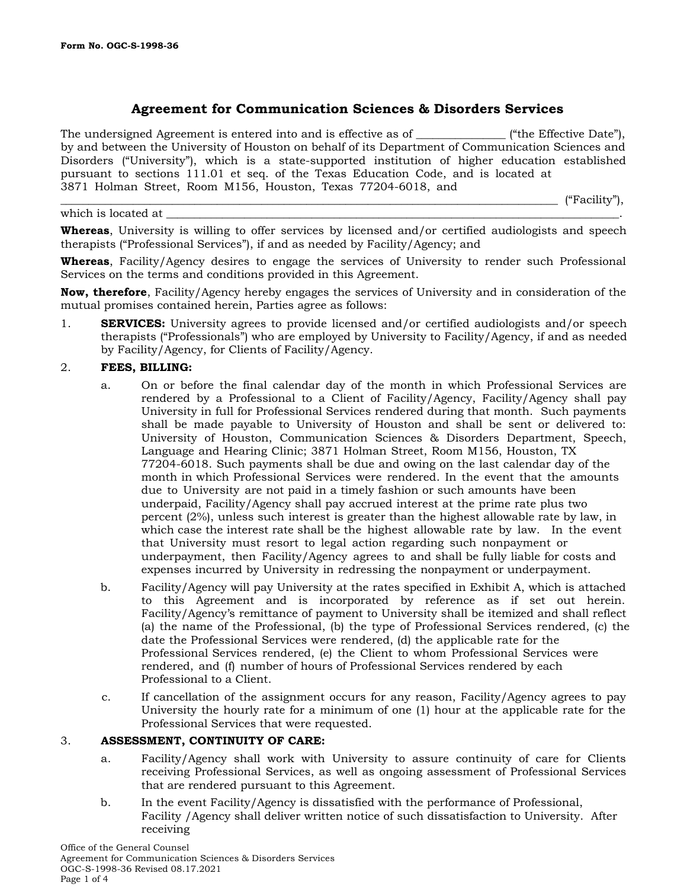Form No. OGC-S-1998-36

# Agreement for Communication Sciences & Disorders Services

The undersigned Agreement is entered into and is effective as of _______________ ("the Effective Date"), by and between the University of Houston on behalf of its Department of Communication Sciences and Disorders ("University"), which is a state-supported institution of higher education established pursuant to sections 111.01 et seq. of the Texas Education Code, and is located at 3871 Holman Street, Room M156, Houston, Texas 77204-6018, and _______________________________________________________________________________ ("Facility"), which is located at _______________________________________________________________________________.

**Whereas**, University is willing to offer services by licensed and/or certified audiologists and speech therapists ("Professional Services"), if and as needed by Facility/Agency; and

**Whereas**, Facility/Agency desires to engage the services of University to render such Professional Services on the terms and conditions provided in this Agreement.

**Now, therefore**, Facility/Agency hereby engages the services of University and in consideration of the mutual promises contained herein, Parties agree as follows:

1. **SERVICES:** University agrees to provide licensed and/or certified audiologists and/or speech therapists ("Professionals") who are employed by University to Facility/Agency, if and as needed by Facility/Agency, for Clients of Facility/Agency.

2. **FEES, BILLING:**

   a. On or before the final calendar day of the month in which Professional Services are rendered by a Professional to a Client of Facility/Agency, Facility/Agency shall pay University in full for Professional Services rendered during that month. Such payments shall be made payable to University of Houston and shall be sent or delivered to: University of Houston, Communication Sciences & Disorders Department, Speech, Language and Hearing Clinic; 3871 Holman Street, Room M156, Houston, TX 77204-6018. Such payments shall be due and owing on the last calendar day of the month in which Professional Services were rendered. In the event that the amounts due to University are not paid in a timely fashion or such amounts have been underpaid, Facility/Agency shall pay accrued interest at the prime rate plus two percent (2%), unless such interest is greater than the highest allowable rate by law, in which case the interest rate shall be the highest allowable rate by law. In the event that University must resort to legal action regarding such nonpayment or underpayment, then Facility/Agency agrees to and shall be fully liable for costs and expenses incurred by University in redressing the nonpayment or underpayment.

   b. Facility/Agency will pay University at the rates specified in Exhibit A, which is attached to this Agreement and is incorporated by reference as if set out herein. Facility/Agency's remittance of payment to University shall be itemized and shall reflect (a) the name of the Professional, (b) the type of Professional Services rendered, (c) the date the Professional Services were rendered, (d) the applicable rate for the Professional Services rendered, (e) the Client to whom Professional Services were rendered, and (f) number of hours of Professional Services rendered by each Professional to a Client.

   c. If cancellation of the assignment occurs for any reason, Facility/Agency agrees to pay University the hourly rate for a minimum of one (1) hour at the applicable rate for the Professional Services that were requested.

3. **ASSESSMENT, CONTINUITY OF CARE:**

   a. Facility/Agency shall work with University to assure continuity of care for Clients receiving Professional Services, as well as ongoing assessment of Professional Services that are rendered pursuant to this Agreement.

   b. In the event Facility/Agency is dissatisfied with the performance of Professional, Facility /Agency shall deliver written notice of such dissatisfaction to University. After receiving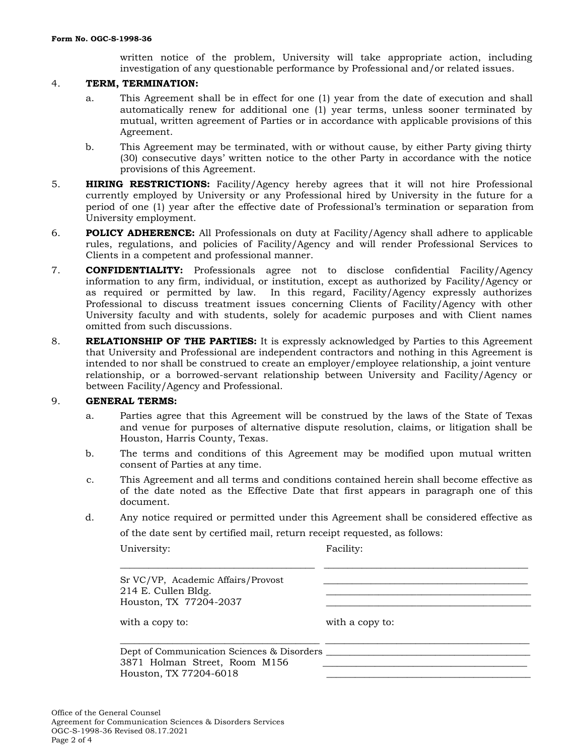written notice of the problem, University will take appropriate action, including investigation of any questionable performance by Professional and/or related issues.

4. **TERM, TERMINATION:**

   a. This Agreement shall be in effect for one (1) year from the date of execution and shall automatically renew for additional one (1) year terms, unless sooner terminated by mutual, written agreement of Parties or in accordance with applicable provisions of this Agreement.

   b. This Agreement may be terminated, with or without cause, by either Party giving thirty (30) consecutive days' written notice to the other Party in accordance with the notice provisions of this Agreement.

5. **HIRING RESTRICTIONS:** Facility/Agency hereby agrees that it will not hire Professional currently employed by University or any Professional hired by University in the future for a period of one (1) year after the effective date of Professional's termination or separation from University employment.

6. **POLICY ADHERENCE:** All Professionals on duty at Facility/Agency shall adhere to applicable rules, regulations, and policies of Facility/Agency and will render Professional Services to Clients in a competent and professional manner.

7. **CONFIDENTIALITY:** Professionals agree not to disclose confidential Facility/Agency information to any firm, individual, or institution, except as authorized by Facility/Agency or as required or permitted by law. In this regard, Facility/Agency expressly authorizes Professional to discuss treatment issues concerning Clients of Facility/Agency with other University faculty and with students, solely for academic purposes and with Client names omitted from such discussions.

8. **RELATIONSHIP OF THE PARTIES:** It is expressly acknowledged by Parties to this Agreement that University and Professional are independent contractors and nothing in this Agreement is intended to nor shall be construed to create an employer/employee relationship, a joint venture relationship, or a borrowed-servant relationship between University and Facility/Agency or between Facility/Agency and Professional.

9. **GENERAL TERMS:**

   a. Parties agree that this Agreement will be construed by the laws of the State of Texas and venue for purposes of alternative dispute resolution, claims, or litigation shall be Houston, Harris County, Texas.

   b. The terms and conditions of this Agreement may be modified upon mutual written consent of Parties at any time.

   c. This Agreement and all terms and conditions contained herein shall become effective as of the date noted as the Effective Date that first appears in paragraph one of this document.

   d. Any notice required or permitted under this Agreement shall be considered effective as of the date sent by certified mail, return receipt requested, as follows:

| University: | Facility: |
|---|---|
| \_\_\_\_\_\_\_\_\_\_\_\_\_\_\_\_\_\_\_\_\_\_\_\_\_\_\_\_\_\_\_\_\_\_\_\_ | \_\_\_\_\_\_\_\_\_\_\_\_\_\_\_\_\_\_\_\_\_\_\_\_\_\_\_\_\_\_\_\_\_\_\_\_ |
| Sr VC/VP, Academic Affairs/Provost | \_\_\_\_\_\_\_\_\_\_\_\_\_\_\_\_\_\_\_\_\_\_\_\_\_\_\_\_\_\_\_\_\_\_\_\_ |
| 214 E. Cullen Bldg. | \_\_\_\_\_\_\_\_\_\_\_\_\_\_\_\_\_\_\_\_\_\_\_\_\_\_\_\_\_\_\_\_\_\_\_\_ |
| Houston, TX 77204-2037 | \_\_\_\_\_\_\_\_\_\_\_\_\_\_\_\_\_\_\_\_\_\_\_\_\_\_\_\_\_\_\_\_\_\_\_\_ |
| with a copy to: | with a copy to: |
| \_\_\_\_\_\_\_\_\_\_\_\_\_\_\_\_\_\_\_\_\_\_\_\_\_\_\_\_\_\_\_\_\_\_\_\_ | \_\_\_\_\_\_\_\_\_\_\_\_\_\_\_\_\_\_\_\_\_\_\_\_\_\_\_\_\_\_\_\_\_\_\_\_ |
| Dept of Communication Sciences & Disorders | \_\_\_\_\_\_\_\_\_\_\_\_\_\_\_\_\_\_\_\_\_\_\_\_\_\_\_\_\_\_\_\_\_\_\_\_ |
| 3871 Holman Street, Room M156 | \_\_\_\_\_\_\_\_\_\_\_\_\_\_\_\_\_\_\_\_\_\_\_\_\_\_\_\_\_\_\_\_\_\_\_\_ |
| Houston, TX 77204-6018 | \_\_\_\_\_\_\_\_\_\_\_\_\_\_\_\_\_\_\_\_\_\_\_\_\_\_\_\_\_\_\_\_\_\_\_\_ |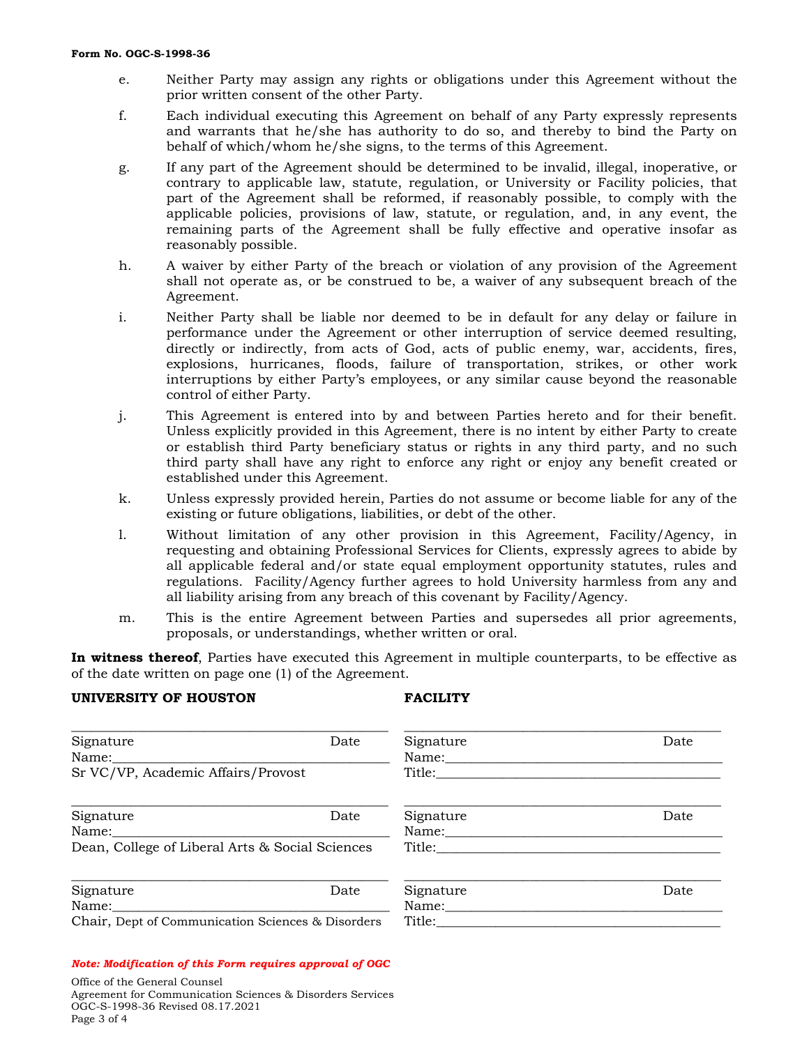e. Neither Party may assign any rights or obligations under this Agreement without the prior written consent of the other Party.

f. Each individual executing this Agreement on behalf of any Party expressly represents and warrants that he/she has authority to do so, and thereby to bind the Party on behalf of which/whom he/she signs, to the terms of this Agreement.

g. If any part of the Agreement should be determined to be invalid, illegal, inoperative, or contrary to applicable law, statute, regulation, or University or Facility policies, that part of the Agreement shall be reformed, if reasonably possible, to comply with the applicable policies, provisions of law, statute, or regulation, and, in any event, the remaining parts of the Agreement shall be fully effective and operative insofar as reasonably possible.

h. A waiver by either Party of the breach or violation of any provision of the Agreement shall not operate as, or be construed to be, a waiver of any subsequent breach of the Agreement.

i. Neither Party shall be liable nor deemed to be in default for any delay or failure in performance under the Agreement or other interruption of service deemed resulting, directly or indirectly, from acts of God, acts of public enemy, war, accidents, fires, explosions, hurricanes, floods, failure of transportation, strikes, or other work interruptions by either Party's employees, or any similar cause beyond the reasonable control of either Party.

j. This Agreement is entered into by and between Parties hereto and for their benefit. Unless explicitly provided in this Agreement, there is no intent by either Party to create or establish third Party beneficiary status or rights in any third party, and no such third party shall have any right to enforce any right or enjoy any benefit created or established under this Agreement.

k. Unless expressly provided herein, Parties do not assume or become liable for any of the existing or future obligations, liabilities, or debt of the other.

l. Without limitation of any other provision in this Agreement, Facility/Agency, in requesting and obtaining Professional Services for Clients, expressly agrees to abide by all applicable federal and/or state equal employment opportunity statutes, rules and regulations. Facility/Agency further agrees to hold University harmless from any and all liability arising from any breach of this covenant by Facility/Agency.

m. This is the entire Agreement between Parties and supersedes all prior agreements, proposals, or understandings, whether written or oral.

**In witness thereof**, Parties have executed this Agreement in multiple counterparts, to be effective as of the date written on page one (1) of the Agreement.

**UNIVERSITY OF HOUSTON**

______________________________
Signature Date
Name:______________________________
Sr VC/VP, Academic Affairs/Provost

______________________________
Signature Date
Name:______________________________
Dean, College of Liberal Arts & Social Sciences

______________________________
Signature Date
Name:______________________________
Chair, Dept of Communication Sciences & Disorders

**FACILITY**

______________________________
Signature Date
Name:______________________________
Title:______________________________

______________________________
Signature Date
Name:______________________________
Title:______________________________

______________________________
Signature Date
Name:______________________________
Title:______________________________

***Note: Modification of this Form requires approval of OGC***

Office of the General Counsel
Agreement for Communication Sciences & Disorders Services
OGC-S-1998-36 Revised 08.17.2021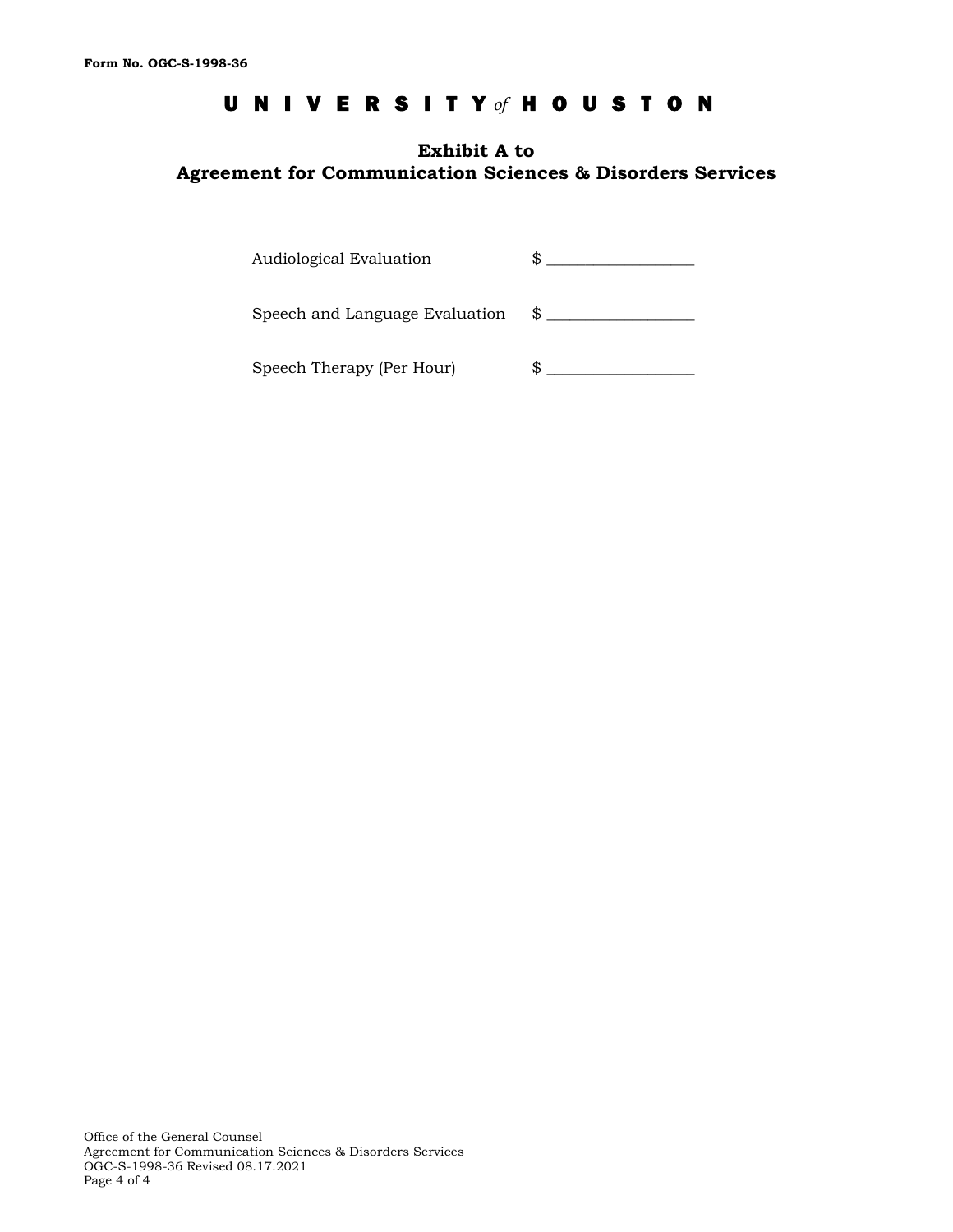Form No. OGC-S-1998-36

# UNIVERSITY *of* HOUSTON

## Exhibit A to
## Agreement for Communication Sciences & Disorders Services

| | |
|---|---|
| Audiological Evaluation | $ ________________ |
| Speech and Language Evaluation | $ ________________ |
| Speech Therapy (Per Hour) | $ ________________ |